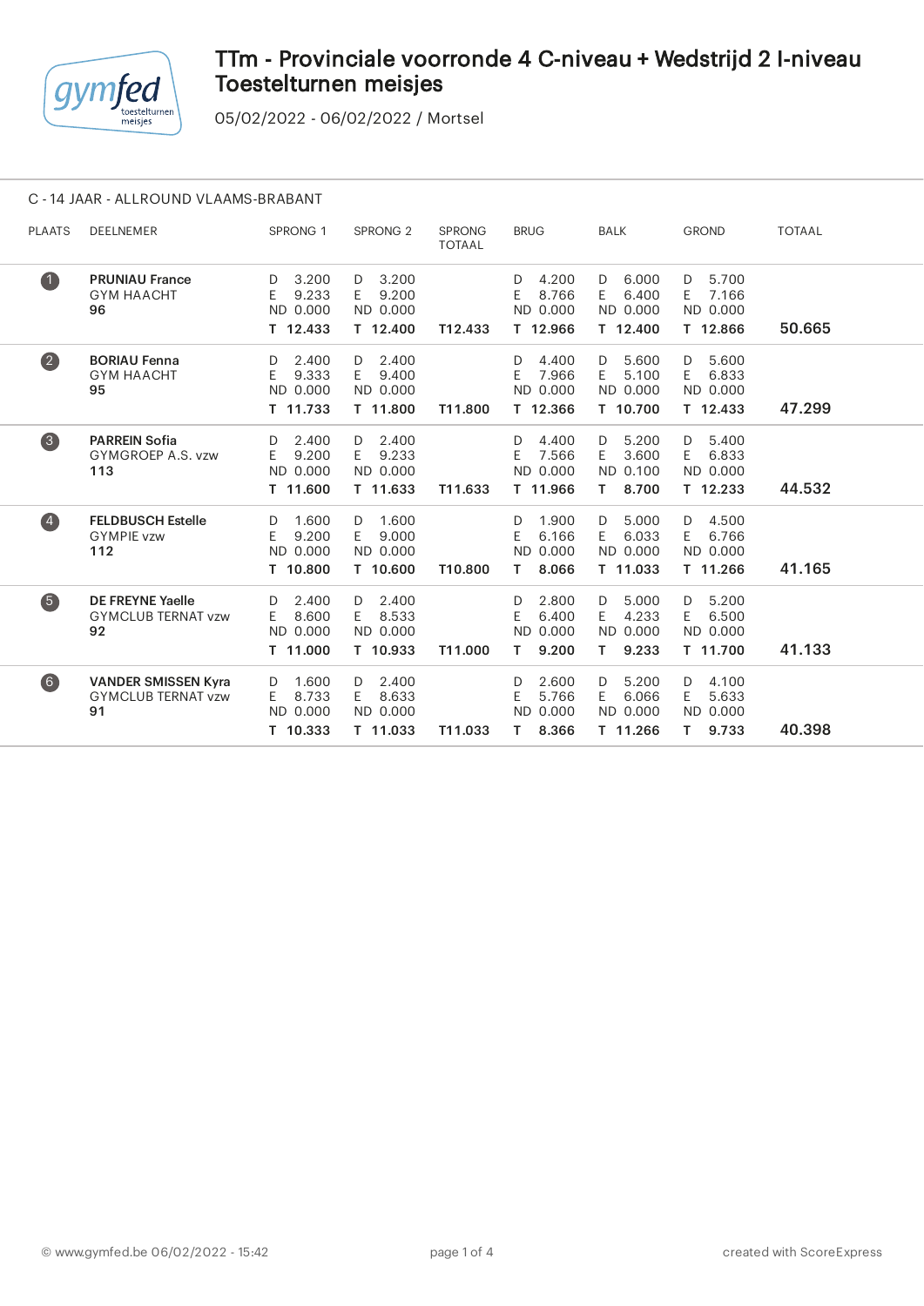# TTm - Provinciale voorronde 4 C-niveau + Wedstrijd 2 I-niveau Toestelturnen meisjes

05/02/2022 - 06/02/2022 / Mortsel

## C - 14 JAAR - ALLROUND VLAAMS-BRABANT

| PLAATS | DEELNEMER | SPRONG 1 | SPRONG 2 | SPRONG TOTAAL | BRUG | BALK | GROND | TOTAAL |
|---|---|---|---|---|---|---|---|---|
| 1 | **PRUNIAU France** GYM HAACHT **96** | D 3.200 E 9.233 ND 0.000 **T 12.433** | D 3.200 E 9.200 ND 0.000 **T 12.400** | **T12.433** | D 4.200 E 8.766 ND 0.000 **T 12.966** | D 6.000 E 6.400 ND 0.000 **T 12.400** | D 5.700 E 7.166 ND 0.000 **T 12.866** | **50.665** |
| 2 | **BORIAU Fenna** GYM HAACHT **95** | D 2.400 E 9.333 ND 0.000 **T 11.733** | D 2.400 E 9.400 ND 0.000 **T 11.800** | **T11.800** | D 4.400 E 7.966 ND 0.000 **T 12.366** | D 5.600 E 5.100 ND 0.000 **T 10.700** | D 5.600 E 6.833 ND 0.000 **T 12.433** | **47.299** |
| 3 | **PARREIN Sofia** GYMGROEP A.S. vzw **113** | D 2.400 E 9.200 ND 0.000 **T 11.600** | D 2.400 E 9.233 ND 0.000 **T 11.633** | **T11.633** | D 4.400 E 7.566 ND 0.000 **T 11.966** | D 5.200 E 3.600 ND 0.100 **T 8.700** | D 5.400 E 6.833 ND 0.000 **T 12.233** | **44.532** |
| 4 | **FELDBUSCH Estelle** GYMPIE vzw **112** | D 1.600 E 9.200 ND 0.000 **T 10.800** | D 1.600 E 9.000 ND 0.000 **T 10.600** | **T10.800** | D 1.900 E 6.166 ND 0.000 **T 8.066** | D 5.000 E 6.033 ND 0.000 **T 11.033** | D 4.500 E 6.766 ND 0.000 **T 11.266** | **41.165** |
| 5 | **DE FREYNE Yaelle** GYMCLUB TERNAT vzw **92** | D 2.400 E 8.600 ND 0.000 **T 11.000** | D 2.400 E 8.533 ND 0.000 **T 10.933** | **T11.000** | D 2.800 E 6.400 ND 0.000 **T 9.200** | D 5.000 E 4.233 ND 0.000 **T 9.233** | D 5.200 E 6.500 ND 0.000 **T 11.700** | **41.133** |
| 6 | **VANDER SMISSEN Kyra** GYMCLUB TERNAT vzw **91** | D 1.600 E 8.733 ND 0.000 **T 10.333** | D 2.400 E 8.633 ND 0.000 **T 11.033** | **T11.033** | D 2.600 E 5.766 ND 0.000 **T 8.366** | D 5.200 E 6.066 ND 0.000 **T 11.266** | D 4.100 E 5.633 ND 0.000 **T 9.733** | **40.398** |

© www.gymfed.be 06/02/2022 - 15:42 — created with ScoreExpress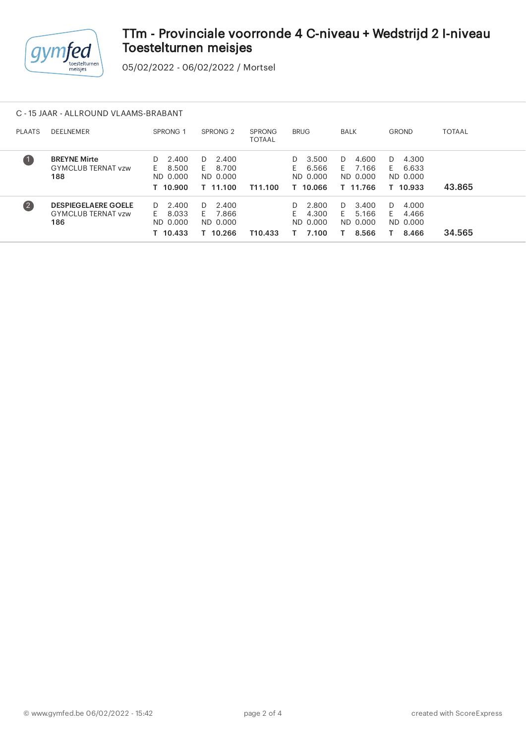# TTm - Provinciale voorronde 4 C-niveau + Wedstrijd 2 I-niveau Toestelturnen meisjes

05/02/2022 - 06/02/2022 / Mortsel

## C - 15 JAAR - ALLROUND VLAAMS-BRABANT

| PLAATS | DEELNEMER | SPRONG 1 | SPRONG 2 | SPRONG TOTAAL | BRUG | BALK | GROND | TOTAAL |
|---|---|---|---|---|---|---|---|---|
| 1 | **BREYNE Mirte**<br>GYMCLUB TERNAT vzw<br>**188** | D 2.400<br>E 8.500<br>ND 0.000<br>**T 10.900** | D 2.400<br>E 8.700<br>ND 0.000<br>**T 11.100** | **T11.100** | D 3.500<br>E 6.566<br>ND 0.000<br>**T 10.066** | D 4.600<br>E 7.166<br>ND 0.000<br>**T 11.766** | D 4.300<br>E 6.633<br>ND 0.000<br>**T 10.933** | **43.865** |
| 2 | **DESPIEGELAERE GOELE**<br>GYMCLUB TERNAT vzw<br>**186** | D 2.400<br>E 8.033<br>ND 0.000<br>**T 10.433** | D 2.400<br>E 7.866<br>ND 0.000<br>**T 10.266** | **T10.433** | D 2.800<br>E 4.300<br>ND 0.000<br>**T 7.100** | D 3.400<br>E 5.166<br>ND 0.000<br>**T 8.566** | D 4.000<br>E 4.466<br>ND 0.000<br>**T 8.466** | **34.565** |

© www.gymfed.be 06/02/2022 - 15:42

created with ScoreExpress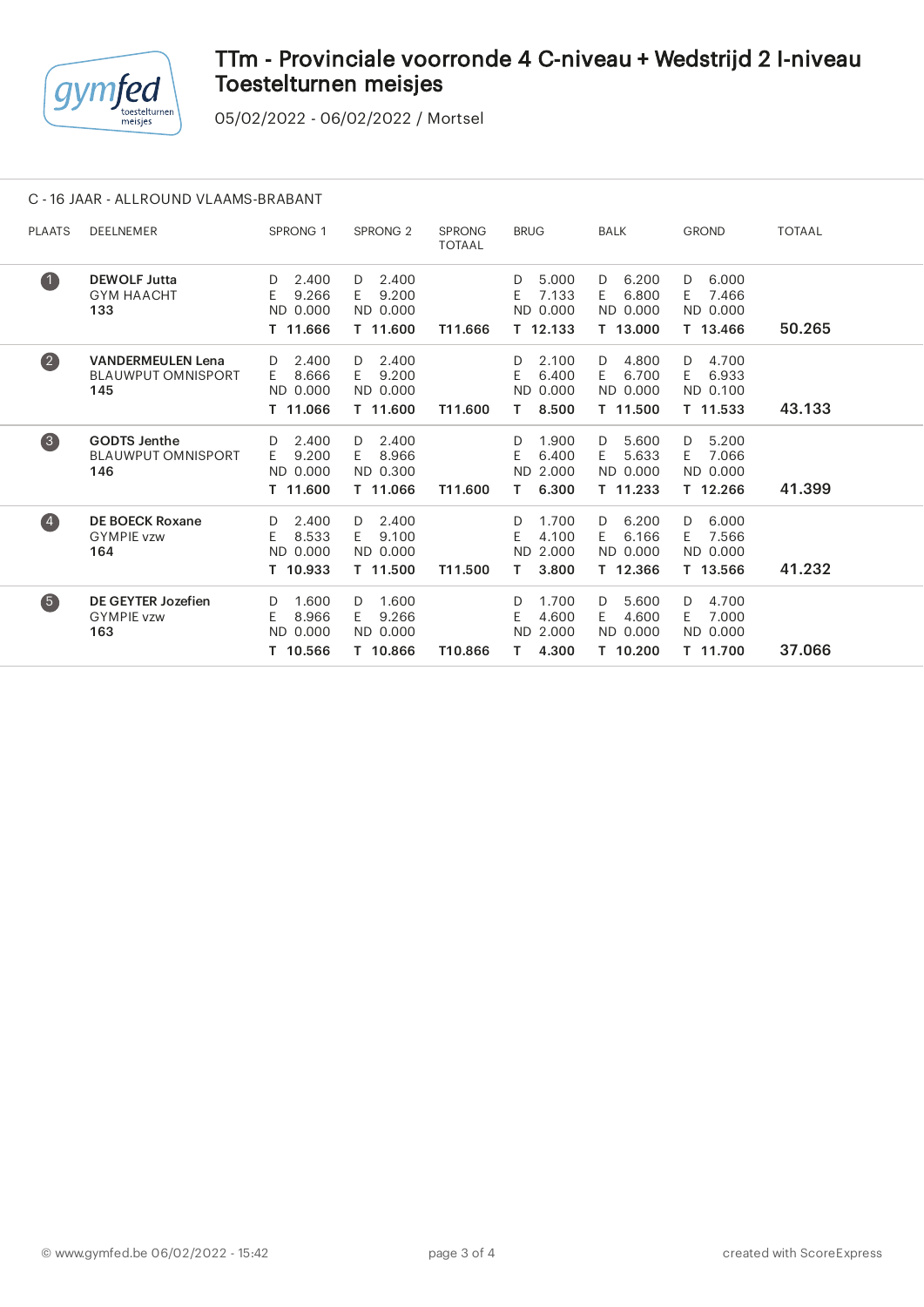# TTm - Provinciale voorronde 4 C-niveau + Wedstrijd 2 I-niveau Toestelturnen meisjes

05/02/2022 - 06/02/2022 / Mortsel

## C - 16 JAAR - ALLROUND VLAAMS-BRABANT

| PLAATS | DEELNEMER | SPRONG 1 | SPRONG 2 | SPRONG TOTAAL | BRUG | BALK | GROND | TOTAAL |
|---|---|---|---|---|---|---|---|---|
| 1 | **DEWOLF Jutta**<br>GYM HAACHT<br>**133** | D 2.400<br>E 9.266<br>ND 0.000<br>**T 11.666** | D 2.400<br>E 9.200<br>ND 0.000<br>**T 11.600** | **T11.666** | D 5.000<br>E 7.133<br>ND 0.000<br>**T 12.133** | D 6.200<br>E 6.800<br>ND 0.000<br>**T 13.000** | D 6.000<br>E 7.466<br>ND 0.000<br>**T 13.466** | **50.265** |
| 2 | **VANDERMEULEN Lena**<br>BLAUWPUT OMNISPORT<br>**145** | D 2.400<br>E 8.666<br>ND 0.000<br>**T 11.066** | D 2.400<br>E 9.200<br>ND 0.000<br>**T 11.600** | **T11.600** | D 2.100<br>E 6.400<br>ND 0.000<br>**T 8.500** | D 4.800<br>E 6.700<br>ND 0.000<br>**T 11.500** | D 4.700<br>E 6.933<br>ND 0.100<br>**T 11.533** | **43.133** |
| 3 | **GODTS Jenthe**<br>BLAUWPUT OMNISPORT<br>**146** | D 2.400<br>E 9.200<br>ND 0.000<br>**T 11.600** | D 2.400<br>E 8.966<br>ND 0.300<br>**T 11.066** | **T11.600** | D 1.900<br>E 6.400<br>ND 2.000<br>**T 6.300** | D 5.600<br>E 5.633<br>ND 0.000<br>**T 11.233** | D 5.200<br>E 7.066<br>ND 0.000<br>**T 12.266** | **41.399** |
| 4 | **DE BOECK Roxane**<br>GYMPIE vzw<br>**164** | D 2.400<br>E 8.533<br>ND 0.000<br>**T 10.933** | D 2.400<br>E 9.100<br>ND 0.000<br>**T 11.500** | **T11.500** | D 1.700<br>E 4.100<br>ND 2.000<br>**T 3.800** | D 6.200<br>E 6.166<br>ND 0.000<br>**T 12.366** | D 6.000<br>E 7.566<br>ND 0.000<br>**T 13.566** | **41.232** |
| 5 | **DE GEYTER Jozefien**<br>GYMPIE vzw<br>**163** | D 1.600<br>E 8.966<br>ND 0.000<br>**T 10.566** | D 1.600<br>E 9.266<br>ND 0.000<br>**T 10.866** | **T10.866** | D 1.700<br>E 4.600<br>ND 2.000<br>**T 4.300** | D 5.600<br>E 4.600<br>ND 0.000<br>**T 10.200** | D 4.700<br>E 7.000<br>ND 0.000<br>**T 11.700** | **37.066** |

© www.gymfed.be 06/02/2022 - 15:42 created with ScoreExpress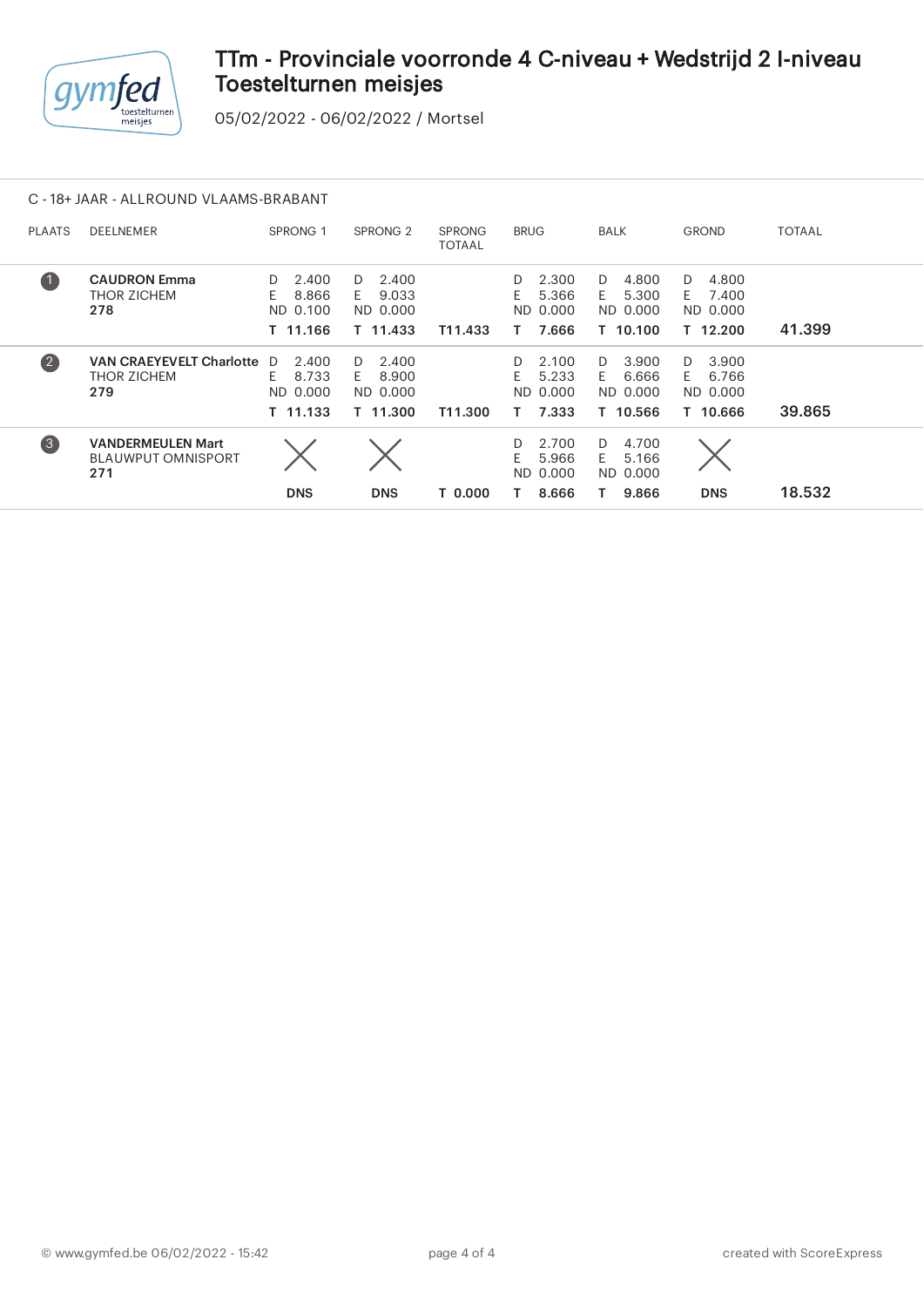# TTm - Provinciale voorronde 4 C-niveau + Wedstrijd 2 I-niveau Toestelturnen meisjes

05/02/2022 - 06/02/2022 / Mortsel

C - 18+ JAAR - ALLROUND VLAAMS-BRABANT

| PLAATS | DEELNEMER | SPRONG 1 | SPRONG 2 | SPRONG TOTAAL | BRUG | BALK | GROND | TOTAAL |
|---|---|---|---|---|---|---|---|---|
| 1 | **CAUDRON Emma**<br>THOR ZICHEM<br>**278** | D 2.400<br>E 8.866<br>ND 0.100<br>**T 11.166** | D 2.400<br>E 9.033<br>ND 0.000<br>**T 11.433** | **T11.433** | D 2.300<br>E 5.366<br>ND 0.000<br>**T 7.666** | D 4.800<br>E 5.300<br>ND 0.000<br>**T 10.100** | D 4.800<br>E 7.400<br>ND 0.000<br>**T 12.200** | **41.399** |
| 2 | **VAN CRAEYEVELT Charlotte**<br>THOR ZICHEM<br>**279** | D 2.400<br>E 8.733<br>ND 0.000<br>**T 11.133** | D 2.400<br>E 8.900<br>ND 0.000<br>**T 11.300** | **T11.300** | D 2.100<br>E 5.233<br>ND 0.000<br>**T 7.333** | D 3.900<br>E 6.666<br>ND 0.000<br>**T 10.566** | D 3.900<br>E 6.766<br>ND 0.000<br>**T 10.666** | **39.865** |
| 3 | **VANDERMEULEN Mart**<br>BLAUWPUT OMNISPORT<br>**271** | **DNS** | **DNS** | **T 0.000** | D 2.700<br>E 5.966<br>ND 0.000<br>**T 8.666** | D 4.700<br>E 5.166<br>ND 0.000<br>**T 9.866** | **DNS** | **18.532** |

© www.gymfed.be 06/02/2022 - 15:42

created with ScoreExpress